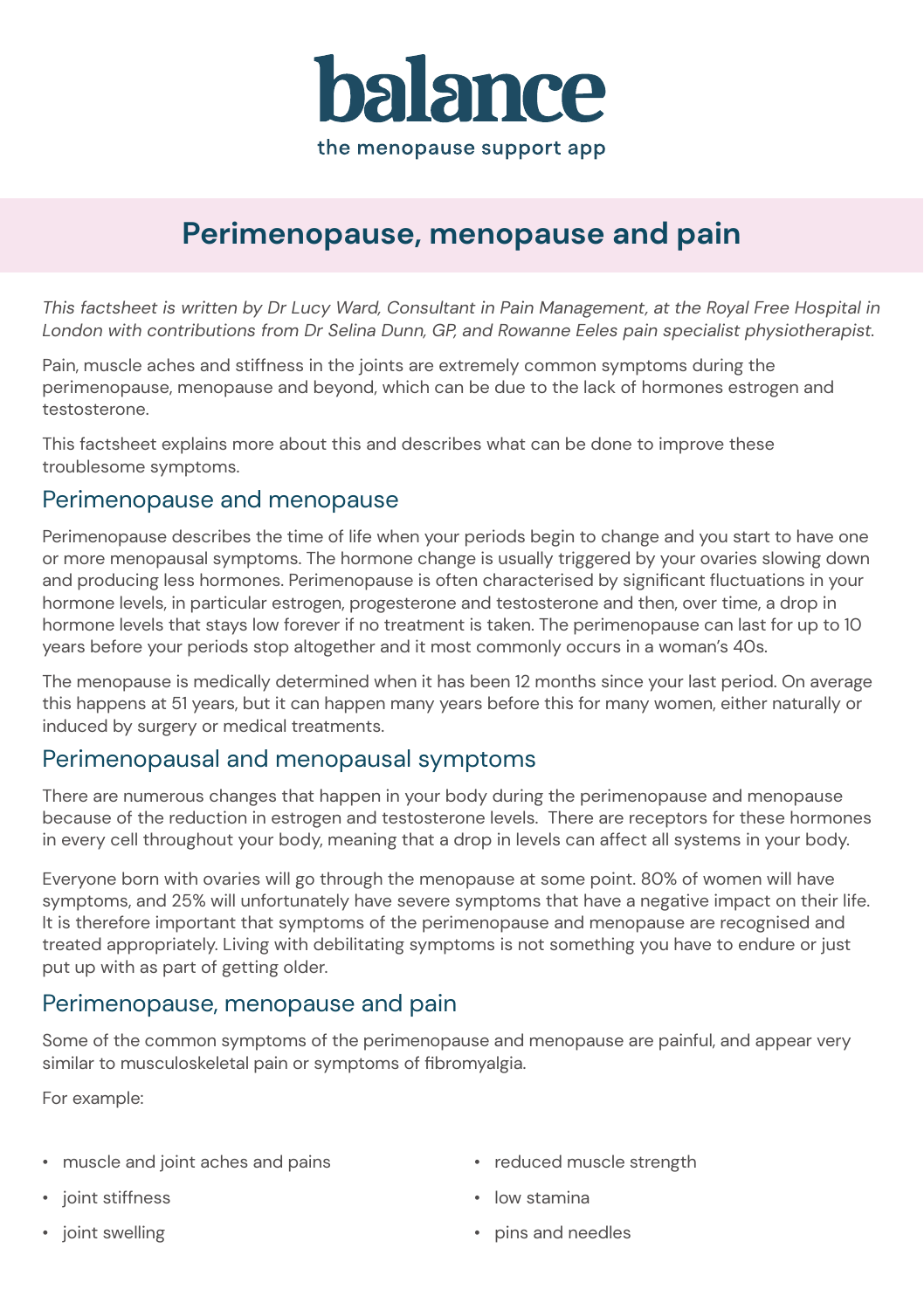**balance**

the menopause support app

# Perimenopause, menopause and pain

*This factsheet is written by Dr Lucy Ward, Consultant in Pain Management, at the Royal Free Hospital in London with contributions from Dr Selina Dunn, GP, and Rowanne Eeles pain specialist physiotherapist.*

Pain, muscle aches and stiffness in the joints are extremely common symptoms during the perimenopause, menopause and beyond, which can be due to the lack of hormones estrogen and testosterone.

This factsheet explains more about this and describes what can be done to improve these troublesome symptoms.

## Perimenopause and menopause

Perimenopause describes the time of life when your periods begin to change and you start to have one or more menopausal symptoms. The hormone change is usually triggered by your ovaries slowing down and producing less hormones. Perimenopause is often characterised by significant fluctuations in your hormone levels, in particular estrogen, progesterone and testosterone and then, over time, a drop in hormone levels that stays low forever if no treatment is taken. The perimenopause can last for up to 10 years before your periods stop altogether and it most commonly occurs in a woman's 40s.

The menopause is medically determined when it has been 12 months since your last period. On average this happens at 51 years, but it can happen many years before this for many women, either naturally or induced by surgery or medical treatments.

## Perimenopausal and menopausal symptoms

There are numerous changes that happen in your body during the perimenopause and menopause because of the reduction in estrogen and testosterone levels. There are receptors for these hormones in every cell throughout your body, meaning that a drop in levels can affect all systems in your body.

Everyone born with ovaries will go through the menopause at some point. 80% of women will have symptoms, and 25% will unfortunately have severe symptoms that have a negative impact on their life. It is therefore important that symptoms of the perimenopause and menopause are recognised and treated appropriately. Living with debilitating symptoms is not something you have to endure or just put up with as part of getting older.

## Perimenopause, menopause and pain

Some of the common symptoms of the perimenopause and menopause are painful, and appear very similar to musculoskeletal pain or symptoms of fibromyalgia.

For example:

- muscle and joint aches and pains
- joint stiffness
- joint swelling
- reduced muscle strength
- low stamina
- pins and needles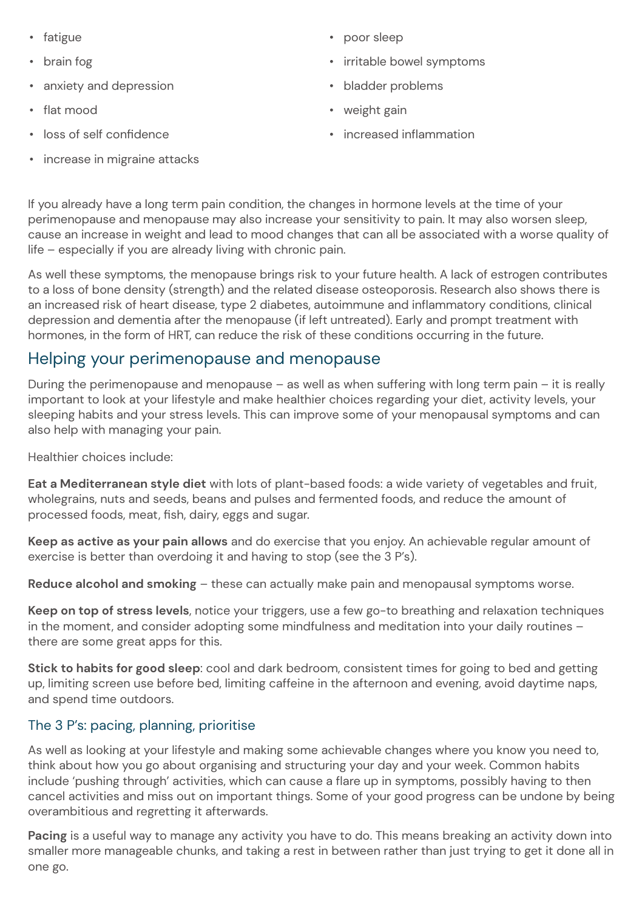- fatigue
- brain fog
- anxiety and depression
- flat mood
- loss of self confidence
- increase in migraine attacks
- poor sleep
- irritable bowel symptoms
- bladder problems
- weight gain
- increased inflammation

If you already have a long term pain condition, the changes in hormone levels at the time of your perimenopause and menopause may also increase your sensitivity to pain. It may also worsen sleep, cause an increase in weight and lead to mood changes that can all be associated with a worse quality of life – especially if you are already living with chronic pain.

As well these symptoms, the menopause brings risk to your future health. A lack of estrogen contributes to a loss of bone density (strength) and the related disease osteoporosis. Research also shows there is an increased risk of heart disease, type 2 diabetes, autoimmune and inflammatory conditions, clinical depression and dementia after the menopause (if left untreated). Early and prompt treatment with hormones, in the form of HRT, can reduce the risk of these conditions occurring in the future.

## Helping your perimenopause and menopause

During the perimenopause and menopause – as well as when suffering with long term pain – it is really important to look at your lifestyle and make healthier choices regarding your diet, activity levels, your sleeping habits and your stress levels. This can improve some of your menopausal symptoms and can also help with managing your pain.

Healthier choices include:

**Eat a Mediterranean style diet** with lots of plant-based foods: a wide variety of vegetables and fruit, wholegrains, nuts and seeds, beans and pulses and fermented foods, and reduce the amount of processed foods, meat, fish, dairy, eggs and sugar.

**Keep as active as your pain allows** and do exercise that you enjoy. An achievable regular amount of exercise is better than overdoing it and having to stop (see the 3 P's).

**Reduce alcohol and smoking** – these can actually make pain and menopausal symptoms worse.

**Keep on top of stress levels**, notice your triggers, use a few go-to breathing and relaxation techniques in the moment, and consider adopting some mindfulness and meditation into your daily routines – there are some great apps for this.

**Stick to habits for good sleep**: cool and dark bedroom, consistent times for going to bed and getting up, limiting screen use before bed, limiting caffeine in the afternoon and evening, avoid daytime naps, and spend time outdoors.

### The 3 P's: pacing, planning, prioritise

As well as looking at your lifestyle and making some achievable changes where you know you need to, think about how you go about organising and structuring your day and your week. Common habits include 'pushing through' activities, which can cause a flare up in symptoms, possibly having to then cancel activities and miss out on important things. Some of your good progress can be undone by being overambitious and regretting it afterwards.

**Pacing** is a useful way to manage any activity you have to do. This means breaking an activity down into smaller more manageable chunks, and taking a rest in between rather than just trying to get it done all in one go.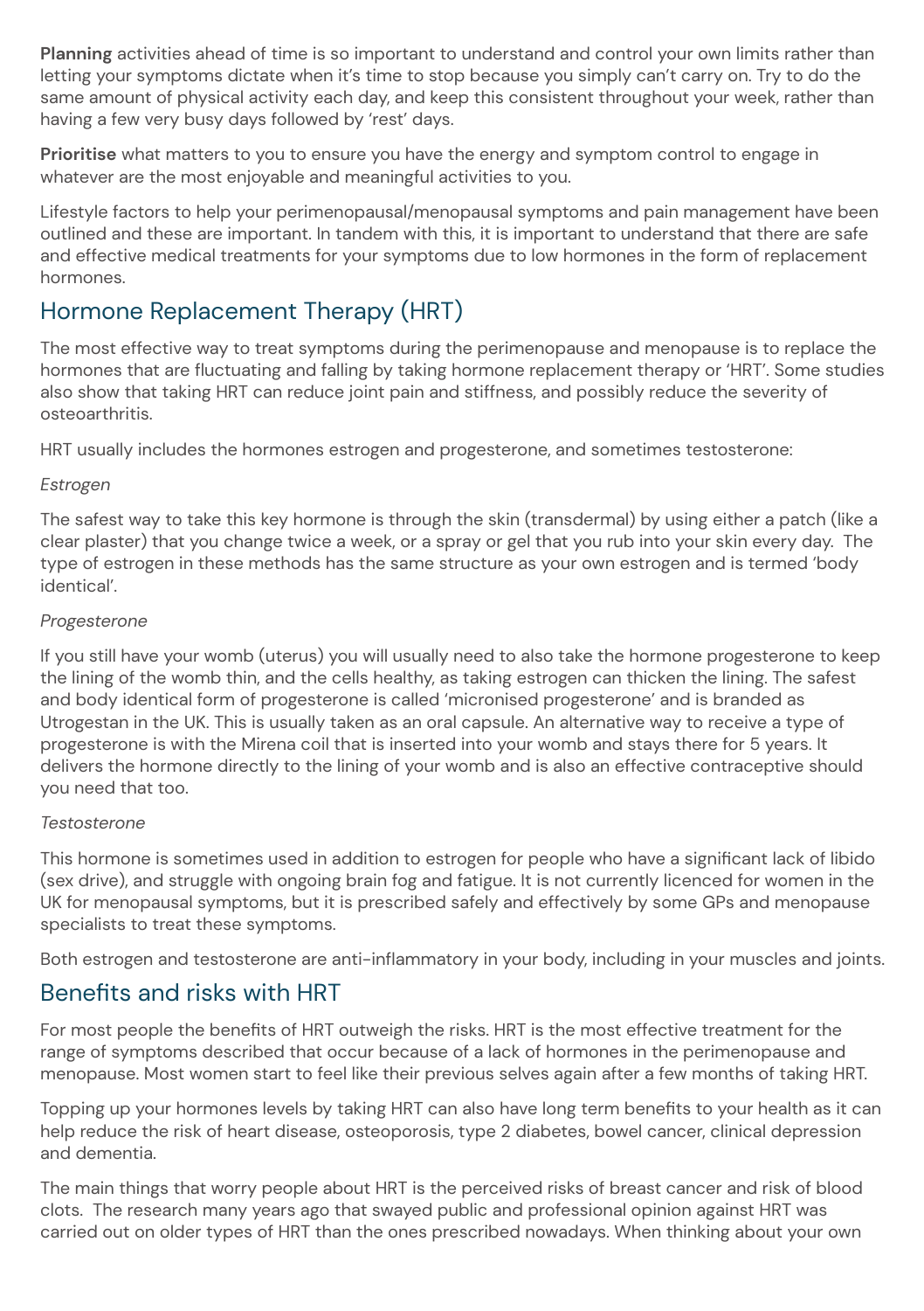**Planning** activities ahead of time is so important to understand and control your own limits rather than letting your symptoms dictate when it's time to stop because you simply can't carry on. Try to do the same amount of physical activity each day, and keep this consistent throughout your week, rather than having a few very busy days followed by 'rest' days.

**Prioritise** what matters to you to ensure you have the energy and symptom control to engage in whatever are the most enjoyable and meaningful activities to you.

Lifestyle factors to help your perimenopausal/menopausal symptoms and pain management have been outlined and these are important. In tandem with this, it is important to understand that there are safe and effective medical treatments for your symptoms due to low hormones in the form of replacement hormones.

## Hormone Replacement Therapy (HRT)

The most effective way to treat symptoms during the perimenopause and menopause is to replace the hormones that are fluctuating and falling by taking hormone replacement therapy or 'HRT'. Some studies also show that taking HRT can reduce joint pain and stiffness, and possibly reduce the severity of osteoarthritis.

HRT usually includes the hormones estrogen and progesterone, and sometimes testosterone:

*Estrogen*

The safest way to take this key hormone is through the skin (transdermal) by using either a patch (like a clear plaster) that you change twice a week, or a spray or gel that you rub into your skin every day. The type of estrogen in these methods has the same structure as your own estrogen and is termed 'body identical'.

*Progesterone*

If you still have your womb (uterus) you will usually need to also take the hormone progesterone to keep the lining of the womb thin, and the cells healthy, as taking estrogen can thicken the lining. The safest and body identical form of progesterone is called 'micronised progesterone' and is branded as Utrogestan in the UK. This is usually taken as an oral capsule. An alternative way to receive a type of progesterone is with the Mirena coil that is inserted into your womb and stays there for 5 years. It delivers the hormone directly to the lining of your womb and is also an effective contraceptive should you need that too.

*Testosterone*

This hormone is sometimes used in addition to estrogen for people who have a significant lack of libido (sex drive), and struggle with ongoing brain fog and fatigue. It is not currently licenced for women in the UK for menopausal symptoms, but it is prescribed safely and effectively by some GPs and menopause specialists to treat these symptoms.

Both estrogen and testosterone are anti-inflammatory in your body, including in your muscles and joints.

## Benefits and risks with HRT

For most people the benefits of HRT outweigh the risks. HRT is the most effective treatment for the range of symptoms described that occur because of a lack of hormones in the perimenopause and menopause. Most women start to feel like their previous selves again after a few months of taking HRT.

Topping up your hormones levels by taking HRT can also have long term benefits to your health as it can help reduce the risk of heart disease, osteoporosis, type 2 diabetes, bowel cancer, clinical depression and dementia.

The main things that worry people about HRT is the perceived risks of breast cancer and risk of blood clots. The research many years ago that swayed public and professional opinion against HRT was carried out on older types of HRT than the ones prescribed nowadays. When thinking about your own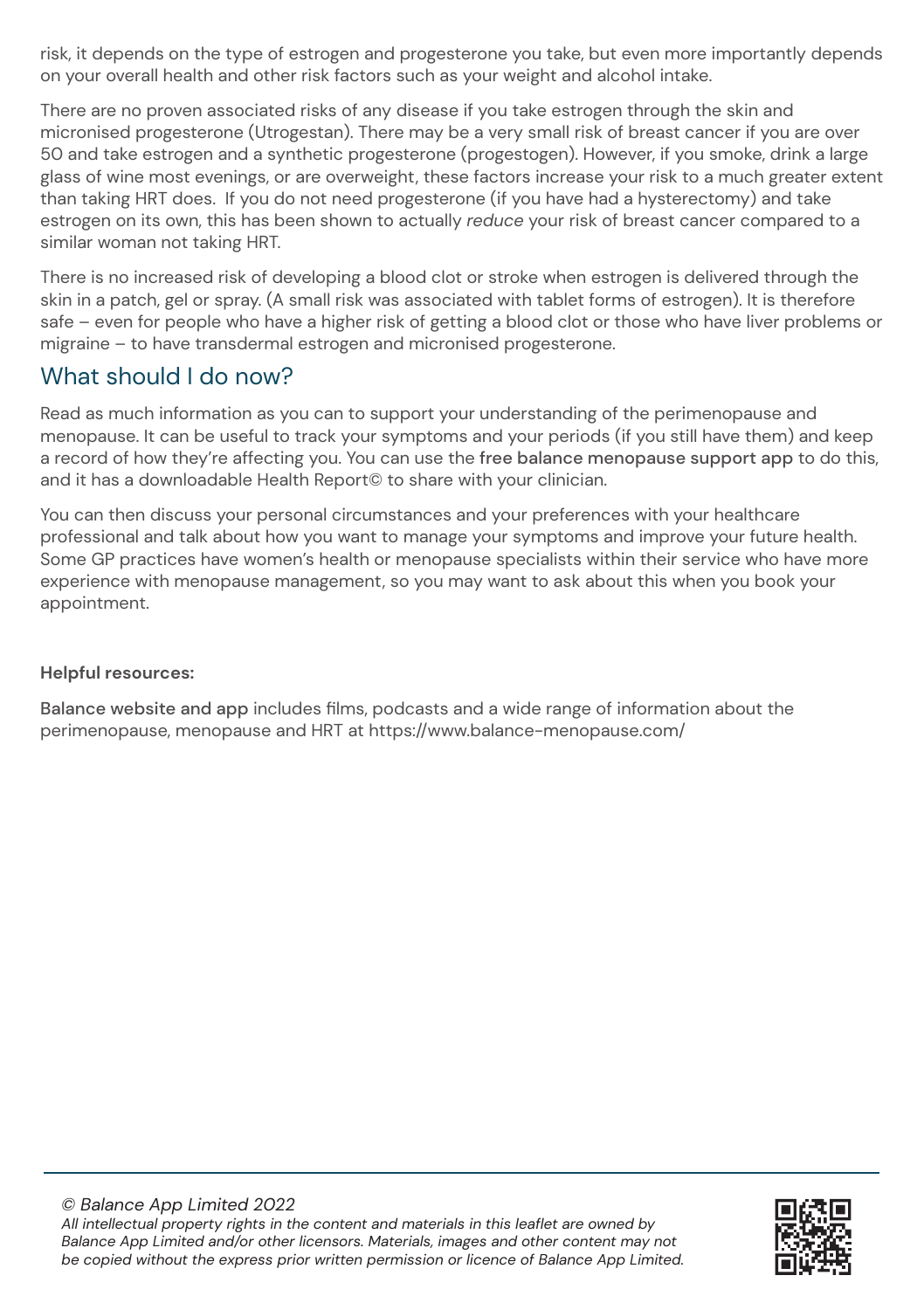risk, it depends on the type of estrogen and progesterone you take, but even more importantly depends on your overall health and other risk factors such as your weight and alcohol intake.

There are no proven associated risks of any disease if you take estrogen through the skin and micronised progesterone (Utrogestan). There may be a very small risk of breast cancer if you are over 50 and take estrogen and a synthetic progesterone (progestogen). However, if you smoke, drink a large glass of wine most evenings, or are overweight, these factors increase your risk to a much greater extent than taking HRT does. If you do not need progesterone (if you have had a hysterectomy) and take estrogen on its own, this has been shown to actually *reduce* your risk of breast cancer compared to a similar woman not taking HRT.

There is no increased risk of developing a blood clot or stroke when estrogen is delivered through the skin in a patch, gel or spray. (A small risk was associated with tablet forms of estrogen). It is therefore safe – even for people who have a higher risk of getting a blood clot or those who have liver problems or migraine – to have transdermal estrogen and micronised progesterone.

## What should I do now?

Read as much information as you can to support your understanding of the perimenopause and menopause. It can be useful to track your symptoms and your periods (if you still have them) and keep a record of how they're affecting you. You can use the free balance menopause support app to do this, and it has a downloadable Health Report© to share with your clinician.

You can then discuss your personal circumstances and your preferences with your healthcare professional and talk about how you want to manage your symptoms and improve your future health. Some GP practices have women's health or menopause specialists within their service who have more experience with menopause management, so you may want to ask about this when you book your appointment.

**Helpful resources:**

Balance website and app includes films, podcasts and a wide range of information about the perimenopause, menopause and HRT at https://www.balance-menopause.com/

*© Balance App Limited 2022*
*All intellectual property rights in the content and materials in this leaflet are owned by Balance App Limited and/or other licensors. Materials, images and other content may not be copied without the express prior written permission or licence of Balance App Limited.*